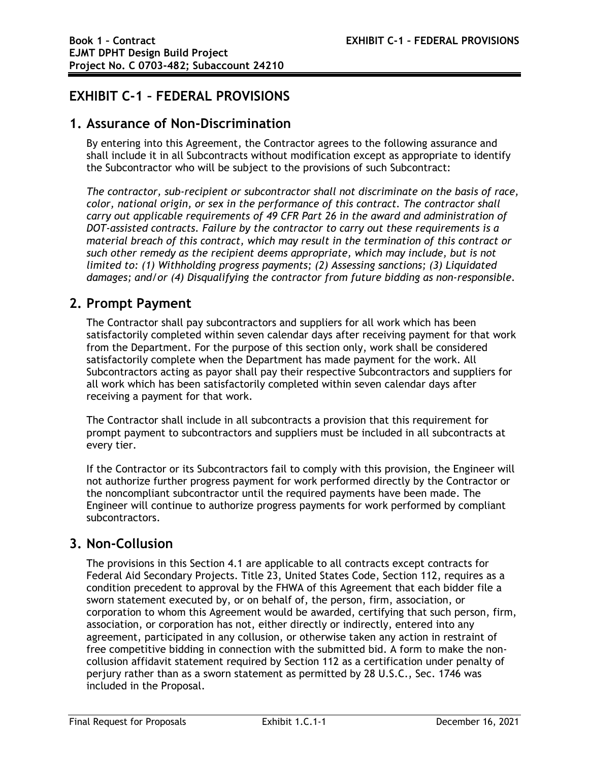# EXHIBIT C-1 – FEDERAL PROVISIONS

## 1. Assurance of Non-Discrimination

By entering into this Agreement, the Contractor agrees to the following assurance and shall include it in all Subcontracts without modification except as appropriate to identify the Subcontractor who will be subject to the provisions of such Subcontract:

*The contractor, sub-recipient or subcontractor shall not discriminate on the basis of race, color, national origin, or sex in the performance of this contract. The contractor shall carry out applicable requirements of 49 CFR Part 26 in the award and administration of DOT-assisted contracts. Failure by the contractor to carry out these requirements is a material breach of this contract, which may result in the termination of this contract or such other remedy as the recipient deems appropriate, which may include, but is not limited to: (1) Withholding progress payments; (2) Assessing sanctions; (3) Liquidated damages; and/or (4) Disqualifying the contractor from future bidding as non-responsible.*

## 2. Prompt Payment

The Contractor shall pay subcontractors and suppliers for all work which has been satisfactorily completed within seven calendar days after receiving payment for that work from the Department. For the purpose of this section only, work shall be considered satisfactorily complete when the Department has made payment for the work. All Subcontractors acting as payor shall pay their respective Subcontractors and suppliers for all work which has been satisfactorily completed within seven calendar days after receiving a payment for that work.

The Contractor shall include in all subcontracts a provision that this requirement for prompt payment to subcontractors and suppliers must be included in all subcontracts at every tier.

If the Contractor or its Subcontractors fail to comply with this provision, the Engineer will not authorize further progress payment for work performed directly by the Contractor or the noncompliant subcontractor until the required payments have been made. The Engineer will continue to authorize progress payments for work performed by compliant subcontractors.

## 3. Non-Collusion

The provisions in this Section 4.1 are applicable to all contracts except contracts for Federal Aid Secondary Projects. Title 23, United States Code, Section 112, requires as a condition precedent to approval by the FHWA of this Agreement that each bidder file a sworn statement executed by, or on behalf of, the person, firm, association, or corporation to whom this Agreement would be awarded, certifying that such person, firm, association, or corporation has not, either directly or indirectly, entered into any agreement, participated in any collusion, or otherwise taken any action in restraint of free competitive bidding in connection with the submitted bid. A form to make the non-collusion affidavit statement required by Section 112 as a certification under penalty of perjury rather than as a sworn statement as permitted by 28 U.S.C., Sec. 1746 was included in the Proposal.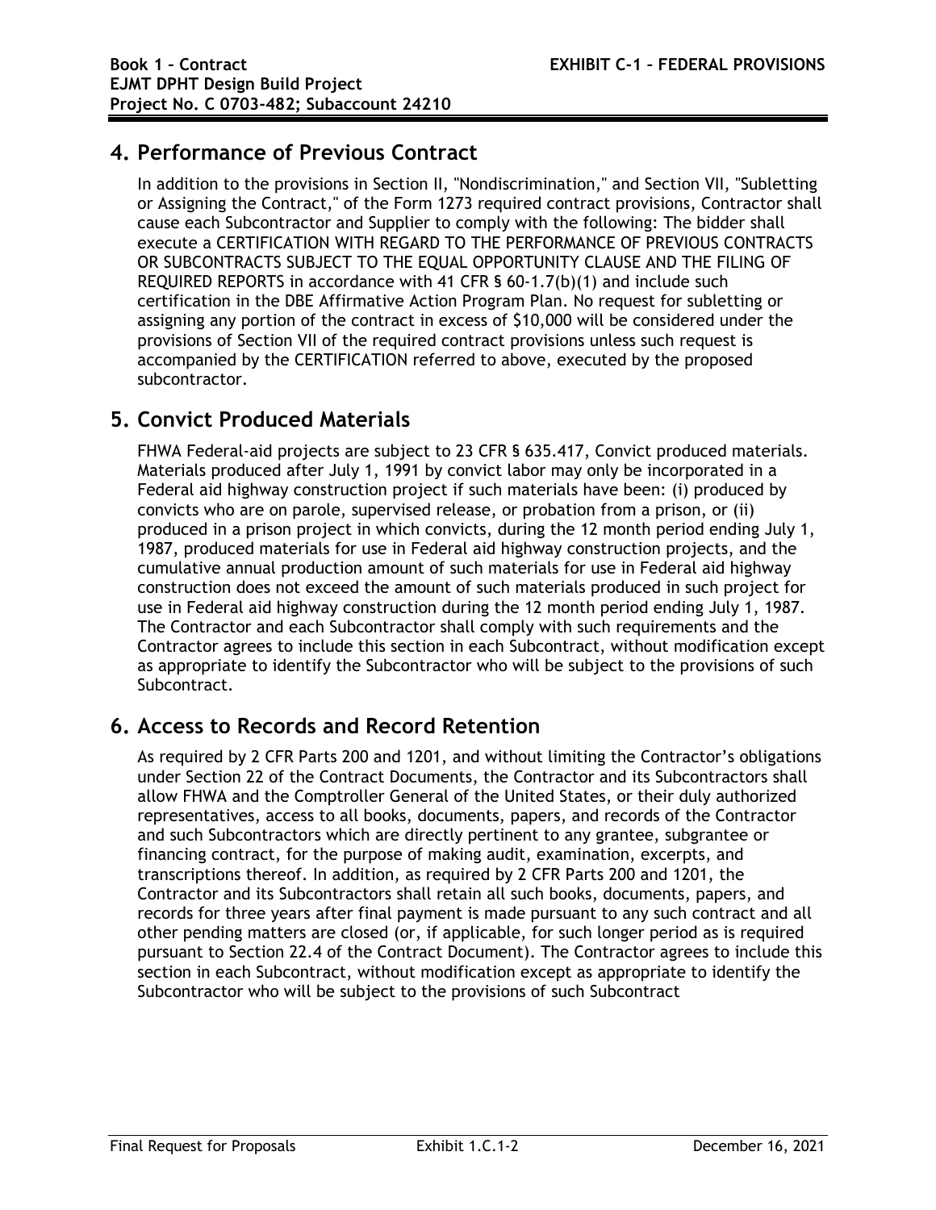## 4. Performance of Previous Contract

In addition to the provisions in Section II, "Nondiscrimination," and Section VII, "Subletting or Assigning the Contract," of the Form 1273 required contract provisions, Contractor shall cause each Subcontractor and Supplier to comply with the following: The bidder shall execute a CERTIFICATION WITH REGARD TO THE PERFORMANCE OF PREVIOUS CONTRACTS OR SUBCONTRACTS SUBJECT TO THE EQUAL OPPORTUNITY CLAUSE AND THE FILING OF REQUIRED REPORTS in accordance with 41 CFR § 60-1.7(b)(1) and include such certification in the DBE Affirmative Action Program Plan. No request for subletting or assigning any portion of the contract in excess of $10,000 will be considered under the provisions of Section VII of the required contract provisions unless such request is accompanied by the CERTIFICATION referred to above, executed by the proposed subcontractor.

## 5. Convict Produced Materials

FHWA Federal-aid projects are subject to 23 CFR § 635.417, Convict produced materials. Materials produced after July 1, 1991 by convict labor may only be incorporated in a Federal aid highway construction project if such materials have been: (i) produced by convicts who are on parole, supervised release, or probation from a prison, or (ii) produced in a prison project in which convicts, during the 12 month period ending July 1, 1987, produced materials for use in Federal aid highway construction projects, and the cumulative annual production amount of such materials for use in Federal aid highway construction does not exceed the amount of such materials produced in such project for use in Federal aid highway construction during the 12 month period ending July 1, 1987. The Contractor and each Subcontractor shall comply with such requirements and the Contractor agrees to include this section in each Subcontract, without modification except as appropriate to identify the Subcontractor who will be subject to the provisions of such Subcontract.

## 6. Access to Records and Record Retention

As required by 2 CFR Parts 200 and 1201, and without limiting the Contractor's obligations under Section 22 of the Contract Documents, the Contractor and its Subcontractors shall allow FHWA and the Comptroller General of the United States, or their duly authorized representatives, access to all books, documents, papers, and records of the Contractor and such Subcontractors which are directly pertinent to any grantee, subgrantee or financing contract, for the purpose of making audit, examination, excerpts, and transcriptions thereof. In addition, as required by 2 CFR Parts 200 and 1201, the Contractor and its Subcontractors shall retain all such books, documents, papers, and records for three years after final payment is made pursuant to any such contract and all other pending matters are closed (or, if applicable, for such longer period as is required pursuant to Section 22.4 of the Contract Document). The Contractor agrees to include this section in each Subcontract, without modification except as appropriate to identify the Subcontractor who will be subject to the provisions of such Subcontract